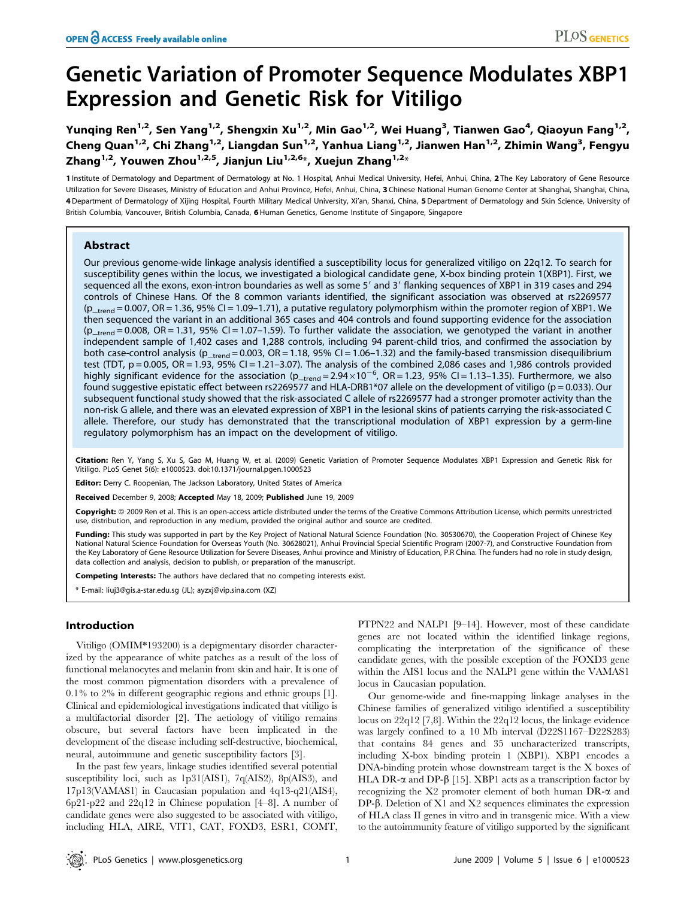# Genetic Variation of Promoter Sequence Modulates XBP1 Expression and Genetic Risk for Vitiligo

Yunqing Ren[1,2], Sen Yang[1,2], Shengxin Xu[1,2], Min Gao[1,2], Wei Huang[3], Tianwen Gao[4], Qiaoyun Fang[1,2], Cheng Quan[1,2], Chi Zhang[1,2], Liangdan Sun[1,2], Yanhua Liang[1,2], Jianwen Han[1,2], Zhimin Wang[3], Fengyu Zhang[1,2], Youwen Zhou[1,2,5], Jianjun Liu[1,2,6]*, Xuejun Zhang[1,2]*

1 Institute of Dermatology and Department of Dermatology at No. 1 Hospital, Anhui Medical University, Hefei, Anhui, China, 2 The Key Laboratory of Gene Resource Utilization for Severe Diseases, Ministry of Education and Anhui Province, Hefei, Anhui, China, 3 Chinese National Human Genome Center at Shanghai, Shanghai, China, 4 Department of Dermatology of Xijing Hospital, Fourth Military Medical University, Xi'an, Shanxi, China, 5 Department of Dermatology and Skin Science, University of British Columbia, Vancouver, British Columbia, Canada, 6 Human Genetics, Genome Institute of Singapore, Singapore

## Abstract

Our previous genome-wide linkage analysis identified a susceptibility locus for generalized vitiligo on 22q12. To search for susceptibility genes within the locus, we investigated a biological candidate gene, X-box binding protein 1(XBP1). First, we sequenced all the exons, exon-intron boundaries as well as some 5′ and 3′ flanking sequences of XBP1 in 319 cases and 294 controls of Chinese Hans. Of the 8 common variants identified, the significant association was observed at rs2269577 ($p_{trend} = 0.007$, OR = 1.36, 95% CI = 1.09–1.71), a putative regulatory polymorphism within the promoter region of XBP1. We then sequenced the variant in an additional 365 cases and 404 controls and found supporting evidence for the association ($p_{trend} = 0.008$, OR = 1.31, 95% CI = 1.07–1.59). To further validate the association, we genotyped the variant in another independent sample of 1,402 cases and 1,288 controls, including 94 parent-child trios, and confirmed the association by both case-control analysis ($p_{trend} = 0.003$, OR = 1.18, 95% CI = 1.06–1.32) and the family-based transmission disequilibrium test (TDT, p = 0.005, OR = 1.93, 95% CI = 1.21–3.07). The analysis of the combined 2,086 cases and 1,986 controls provided highly significant evidence for the association ($p_{trend} = 2.94 \times 10^{-6}$, OR = 1.23, 95% CI = 1.13–1.35). Furthermore, we also found suggestive epistatic effect between rs2269577 and HLA-DRB1*07 allele on the development of vitiligo (p = 0.033). Our subsequent functional study showed that the risk-associated C allele of rs2269577 had a stronger promoter activity than the non-risk G allele, and there was an elevated expression of XBP1 in the lesional skins of patients carrying the risk-associated C allele. Therefore, our study has demonstrated that the transcriptional modulation of XBP1 expression by a germ-line regulatory polymorphism has an impact on the development of vitiligo.

**Citation:** Ren Y, Yang S, Xu S, Gao M, Huang W, et al. (2009) Genetic Variation of Promoter Sequence Modulates XBP1 Expression and Genetic Risk for Vitiligo. PLoS Genet 5(6): e1000523. doi:10.1371/journal.pgen.1000523

**Editor:** Derry C. Roopenian, The Jackson Laboratory, United States of America

**Received** December 9, 2008; **Accepted** May 18, 2009; **Published** June 19, 2009

**Copyright:** © 2009 Ren et al. This is an open-access article distributed under the terms of the Creative Commons Attribution License, which permits unrestricted use, distribution, and reproduction in any medium, provided the original author and source are credited.

**Funding:** This study was supported in part by the Key Project of National Natural Science Foundation (No. 30530670), the Cooperation Project of Chinese Key National Natural Science Foundation for Overseas Youth (No. 30628021), Anhui Provincial Special Scientific Program (2007-7), and Constructive Foundation from the Key Laboratory of Gene Resource Utilization for Severe Diseases, Anhui province and Ministry of Education, P.R China. The funders had no role in study design, data collection and analysis, decision to publish, or preparation of the manuscript.

**Competing Interests:** The authors have declared that no competing interests exist.

* E-mail: liuj3@gis.a-star.edu.sg (JL); ayzxj@vip.sina.com (XZ)

## Introduction

Vitiligo (OMIM*193200) is a depigmentary disorder characterized by the appearance of white patches as a result of the loss of functional melanocytes and melanin from skin and hair. It is one of the most common pigmentation disorders with a prevalence of 0.1% to 2% in different geographic regions and ethnic groups [1]. Clinical and epidemiological investigations indicated that vitiligo is a multifactorial disorder [2]. The aetiology of vitiligo remains obscure, but several factors have been implicated in the development of the disease including self-destructive, biochemical, neural, autoimmune and genetic susceptibility factors [3].

In the past few years, linkage studies identified several potential susceptibility loci, such as 1p31(AIS1), 7q(AIS2), 8p(AIS3), and 17p13(VAMAS1) in Caucasian population and 4q13-q21(AIS4), 6p21-p22 and 22q12 in Chinese population [4–8]. A number of candidate genes were also suggested to be associated with vitiligo, including HLA, AIRE, VIT1, CAT, FOXD3, ESR1, COMT, PTPN22 and NALP1 [9–14]. However, most of these candidate genes are not located within the identified linkage regions, complicating the interpretation of the significance of these candidate genes, with the possible exception of the FOXD3 gene within the AIS1 locus and the NALP1 gene within the VAMAS1 locus in Caucasian population.

Our genome-wide and fine-mapping linkage analyses in the Chinese families of generalized vitiligo identified a susceptibility locus on 22q12 [7,8]. Within the 22q12 locus, the linkage evidence was largely confined to a 10 Mb interval (D22S1167–D22S283) that contains 84 genes and 35 uncharacterized transcripts, including X-box binding protein 1 (XBP1). XBP1 encodes a DNA-binding protein whose downstream target is the X boxes of HLA DR-α and DP-β [15]. XBP1 acts as a transcription factor by recognizing the X2 promoter element of both human DR-α and DP-β. Deletion of X1 and X2 sequences eliminates the expression of HLA class II genes in vitro and in transgenic mice. With a view to the autoimmunity feature of vitiligo supported by the significant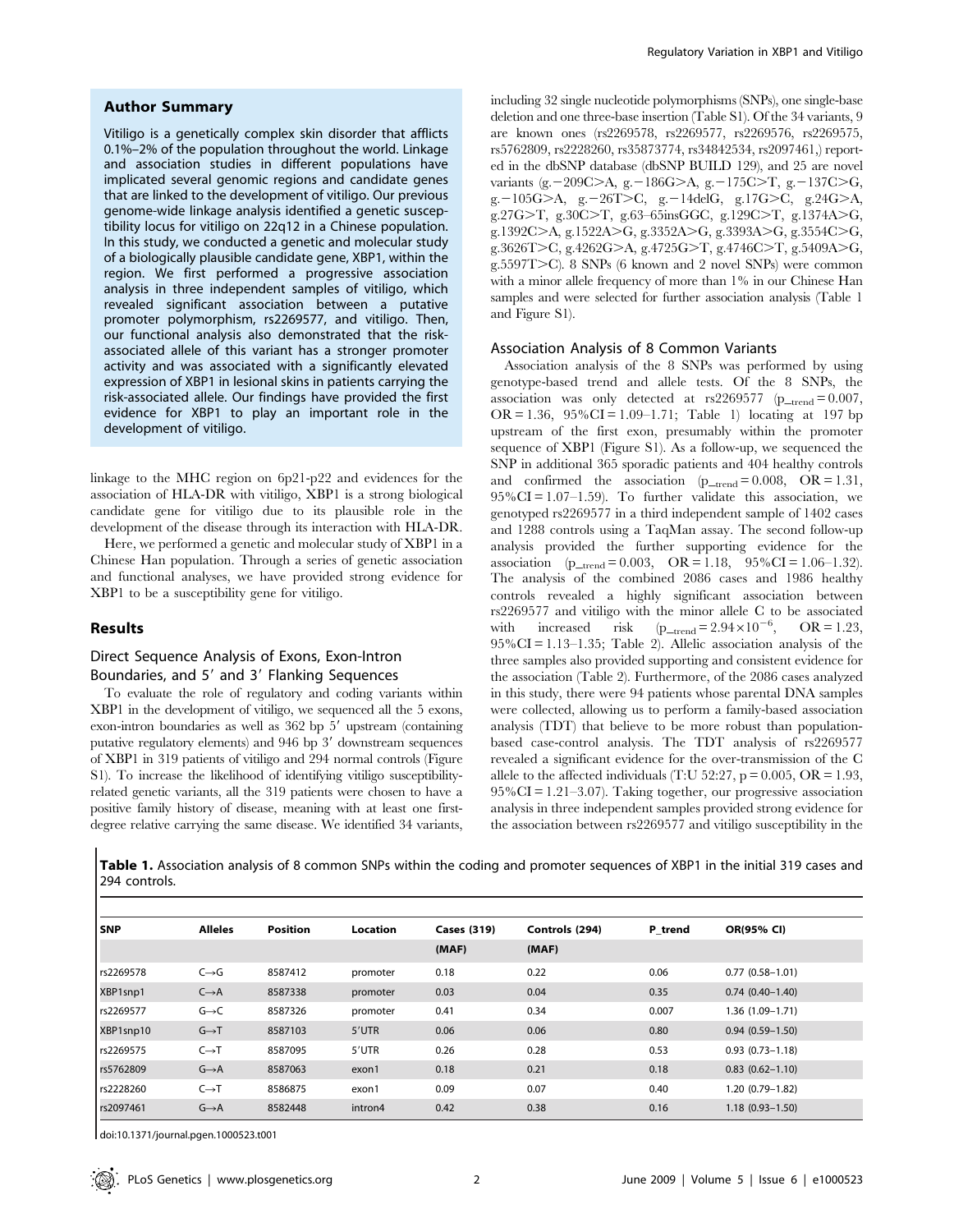## Author Summary

Vitiligo is a genetically complex skin disorder that afflicts 0.1%–2% of the population throughout the world. Linkage and association studies in different populations have implicated several genomic regions and candidate genes that are linked to the development of vitiligo. Our previous genome-wide linkage analysis identified a genetic susceptibility locus for vitiligo on 22q12 in a Chinese population. In this study, we conducted a genetic and molecular study of a biologically plausible candidate gene, XBP1, within the region. We first performed a progressive association analysis in three independent samples of vitiligo, which revealed significant association between a putative promoter polymorphism, rs2269577, and vitiligo. Then, our functional analysis also demonstrated that the risk-associated allele of this variant has a stronger promoter activity and was associated with a significantly elevated expression of XBP1 in lesional skins in patients carrying the risk-associated allele. Our findings have provided the first evidence for XBP1 to play an important role in the development of vitiligo.

linkage to the MHC region on 6p21-p22 and evidences for the association of HLA-DR with vitiligo, XBP1 is a strong biological candidate gene for vitiligo due to its plausible role in the development of the disease through its interaction with HLA-DR.

Here, we performed a genetic and molecular study of XBP1 in a Chinese Han population. Through a series of genetic association and functional analyses, we have provided strong evidence for XBP1 to be a susceptibility gene for vitiligo.

## Results

### Direct Sequence Analysis of Exons, Exon-Intron Boundaries, and 5′ and 3′ Flanking Sequences

To evaluate the role of regulatory and coding variants within XBP1 in the development of vitiligo, we sequenced all the 5 exons, exon-intron boundaries as well as 362 bp 5′ upstream (containing putative regulatory elements) and 946 bp 3′ downstream sequences of XBP1 in 319 patients of vitiligo and 294 normal controls (Figure S1). To increase the likelihood of identifying vitiligo susceptibility-related genetic variants, all the 319 patients were chosen to have a positive family history of disease, meaning with at least one first-degree relative carrying the same disease. We identified 34 variants, including 32 single nucleotide polymorphisms (SNPs), one single-base deletion and one three-base insertion (Table S1). Of the 34 variants, 9 are known ones (rs2269578, rs2269577, rs2269576, rs2269575, rs5762809, rs2228260, rs35873774, rs34842534, rs2097461,) reported in the dbSNP database (dbSNP BUILD 129), and 25 are novel variants (g.−209C>A, g.−186G>A, g.−175C>T, g.−137C>G, g.−105G>A, g.−26T>C, g.−14delG, g.17G>C, g.24G>A, g.27G>T, g.30C>T, g.63–65insGGC, g.129C>T, g.1374A>G, g.1392C>A, g.1522A>G, g.3352A>G, g.3393A>G, g.3554C>G, g.3626T>C, g.4262G>A, g.4725G>T, g.4746C>T, g.5409A>G, g.5597T>C). 8 SNPs (6 known and 2 novel SNPs) were common with a minor allele frequency of more than 1% in our Chinese Han samples and were selected for further association analysis (Table 1 and Figure S1).

### Association Analysis of 8 Common Variants

Association analysis of the 8 SNPs was performed by using genotype-based trend and allele tests. Of the 8 SNPs, the association was only detected at rs2269577 ($p_{trend} = 0.007$, OR = 1.36, 95%CI = 1.09–1.71; Table 1) locating at 197 bp upstream of the first exon, presumably within the promoter sequence of XBP1 (Figure S1). As a follow-up, we sequenced the SNP in additional 365 sporadic patients and 404 healthy controls and confirmed the association ($p_{trend} = 0.008$, OR = 1.31, 95%CI = 1.07–1.59). To further validate this association, we genotyped rs2269577 in a third independent sample of 1402 cases and 1288 controls using a TaqMan assay. The second follow-up analysis provided the further supporting evidence for the association ($p_{trend} = 0.003$, OR = 1.18, 95%CI = 1.06–1.32). The analysis of the combined 2086 cases and 1986 healthy controls revealed a highly significant association between rs2269577 and vitiligo with the minor allele C to be associated with increased risk ($p_{trend} = 2.94 \times 10^{-6}$, OR = 1.23, 95%CI = 1.13–1.35; Table 2). Allelic association analysis of the three samples also provided supporting and consistent evidence for the association (Table 2). Furthermore, of the 2086 cases analyzed in this study, there were 94 patients whose parental DNA samples were collected, allowing us to perform a family-based association analysis (TDT) that believe to be more robust than population-based case-control analysis. The TDT analysis of rs2269577 revealed a significant evidence for the over-transmission of the C allele to the affected individuals (T:U 52:27, p = 0.005, OR = 1.93, 95%CI = 1.21–3.07). Taking together, our progressive association analysis in three independent samples provided strong evidence for the association between rs2269577 and vitiligo susceptibility in the

**Table 1.** Association analysis of 8 common SNPs within the coding and promoter sequences of XBP1 in the initial 319 cases and 294 controls.

| SNP | Alleles | Position | Location | Cases (319) (MAF) | Controls (294) (MAF) | P_trend | OR(95% CI) |
|---|---|---|---|---|---|---|---|
| rs2269578 | C→G | 8587412 | promoter | 0.18 | 0.22 | 0.06 | 0.77 (0.58–1.01) |
| XBP1snp1 | C→A | 8587338 | promoter | 0.03 | 0.04 | 0.35 | 0.74 (0.40–1.40) |
| rs2269577 | G→C | 8587326 | promoter | 0.41 | 0.34 | 0.007 | 1.36 (1.09–1.71) |
| XBP1snp10 | G→T | 8587103 | 5′UTR | 0.06 | 0.06 | 0.80 | 0.94 (0.59–1.50) |
| rs2269575 | C→T | 8587095 | 5′UTR | 0.26 | 0.28 | 0.53 | 0.93 (0.73–1.18) |
| rs5762809 | G→A | 8587063 | exon1 | 0.18 | 0.21 | 0.18 | 0.83 (0.62–1.10) |
| rs2228260 | C→T | 8586875 | exon1 | 0.09 | 0.07 | 0.40 | 1.20 (0.79–1.82) |
| rs2097461 | G→A | 8582448 | intron4 | 0.42 | 0.38 | 0.16 | 1.18 (0.93–1.50) |

doi:10.1371/journal.pgen.1000523.t001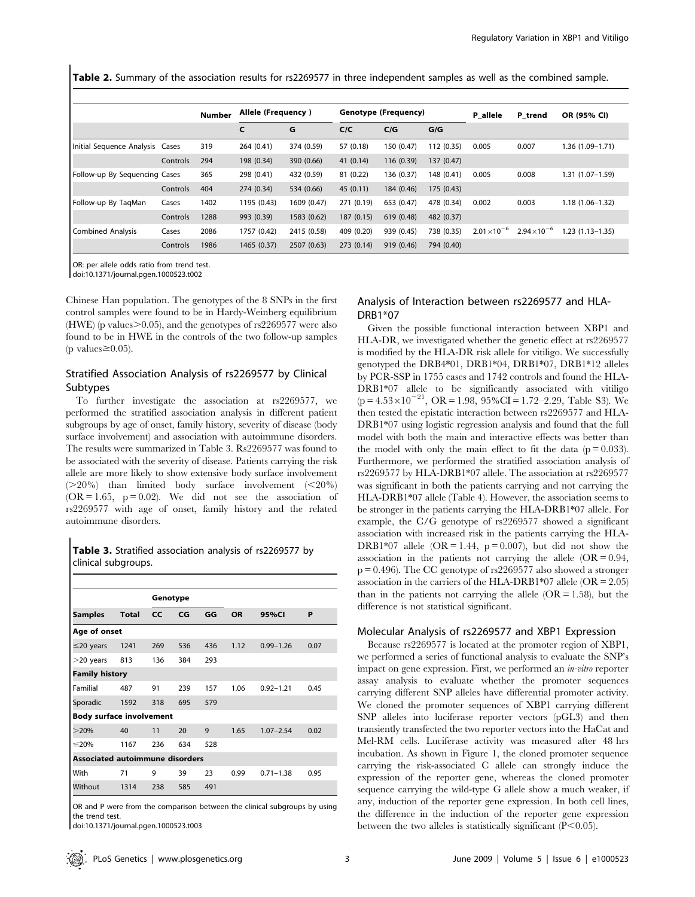**Table 2.** Summary of the association results for rs2269577 in three independent samples as well as the combined sample.

| | | Number | Allele (Frequency ) | | Genotype (Frequency) | | | P_allele | P_trend | OR (95% CI) |
|---|---|---|---|---|---|---|---|---|---|---|
| | | | C | G | C/C | C/G | G/G | | | |
| Initial Sequence Analysis | Cases | 319 | 264 (0.41) | 374 (0.59) | 57 (0.18) | 150 (0.47) | 112 (0.35) | 0.005 | 0.007 | 1.36 (1.09–1.71) |
| | Controls | 294 | 198 (0.34) | 390 (0.66) | 41 (0.14) | 116 (0.39) | 137 (0.47) | | | |
| Follow-up By Sequencing | Cases | 365 | 298 (0.41) | 432 (0.59) | 81 (0.22) | 136 (0.37) | 148 (0.41) | 0.005 | 0.008 | 1.31 (1.07–1.59) |
| | Controls | 404 | 274 (0.34) | 534 (0.66) | 45 (0.11) | 184 (0.46) | 175 (0.43) | | | |
| Follow-up By TaqMan | Cases | 1402 | 1195 (0.43) | 1609 (0.47) | 271 (0.19) | 653 (0.47) | 478 (0.34) | 0.002 | 0.003 | 1.18 (1.06–1.32) |
| | Controls | 1288 | 993 (0.39) | 1583 (0.62) | 187 (0.15) | 619 (0.48) | 482 (0.37) | | | |
| Combined Analysis | Cases | 2086 | 1757 (0.42) | 2415 (0.58) | 409 (0.20) | 939 (0.45) | 738 (0.35) | $2.01\times10^{-6}$ | $2.94\times10^{-6}$ | 1.23 (1.13–1.35) |
| | Controls | 1986 | 1465 (0.37) | 2507 (0.63) | 273 (0.14) | 919 (0.46) | 794 (0.40) | | | |

OR: per allele odds ratio from trend test.
doi:10.1371/journal.pgen.1000523.t002

Chinese Han population. The genotypes of the 8 SNPs in the first control samples were found to be in Hardy-Weinberg equilibrium (HWE) (p values>0.05), and the genotypes of rs2269577 were also found to be in HWE in the controls of the two follow-up samples (p values≥0.05).

### Stratified Association Analysis of rs2269577 by Clinical Subtypes

To further investigate the association at rs2269577, we performed the stratified association analysis in different patient subgroups by age of onset, family history, severity of disease (body surface involvement) and association with autoimmune disorders. The results were summarized in Table 3. Rs2269577 was found to be associated with the severity of disease. Patients carrying the risk allele are more likely to show extensive body surface involvement (>20%) than limited body surface involvement (<20%) (OR = 1.65, p = 0.02). We did not see the association of rs2269577 with age of onset, family history and the related autoimmune disorders.

**Table 3.** Stratified association analysis of rs2269577 by clinical subgroups.

| | | Genotype | | | | | |
|---|---|---|---|---|---|---|---|
| **Samples** | **Total** | **CC** | **CG** | **GG** | **OR** | **95%CI** | **P** |
| **Age of onset** | | | | | | | |
| ≤20 years | 1241 | 269 | 536 | 436 | 1.12 | 0.99–1.26 | 0.07 |
| >20 years | 813 | 136 | 384 | 293 | | | |
| **Family history** | | | | | | | |
| Familial | 487 | 91 | 239 | 157 | 1.06 | 0.92–1.21 | 0.45 |
| Sporadic | 1592 | 318 | 695 | 579 | | | |
| **Body surface involvement** | | | | | | | |
| >20% | 40 | 11 | 20 | 9 | 1.65 | 1.07–2.54 | 0.02 |
| ≤20% | 1167 | 236 | 634 | 528 | | | |
| **Associated autoimmune disorders** | | | | | | | |
| With | 71 | 9 | 39 | 23 | 0.99 | 0.71–1.38 | 0.95 |
| Without | 1314 | 238 | 585 | 491 | | | |

OR and P were from the comparison between the clinical subgroups by using the trend test.
doi:10.1371/journal.pgen.1000523.t003

### Analysis of Interaction between rs2269577 and HLA-DRB1*07

Given the possible functional interaction between XBP1 and HLA-DR, we investigated whether the genetic effect at rs2269577 is modified by the HLA-DR risk allele for vitiligo. We successfully genotyped the DRB4*01, DRB1*04, DRB1*07, DRB1*12 alleles by PCR-SSP in 1755 cases and 1742 controls and found the HLA-DRB1*07 allele to be significantly associated with vitiligo ($p = 4.53\times10^{-21}$, OR = 1.98, 95%CI = 1.72–2.29, Table S3). We then tested the epistatic interaction between rs2269577 and HLA-DRB1*07 using logistic regression analysis and found that the full model with both the main and interactive effects was better than the model with only the main effect to fit the data (p = 0.033). Furthermore, we performed the stratified association analysis of rs2269577 by HLA-DRB1*07 allele. The association at rs2269577 was significant in both the patients carrying and not carrying the HLA-DRB1*07 allele (Table 4). However, the association seems to be stronger in the patients carrying the HLA-DRB1*07 allele. For example, the C/G genotype of rs2269577 showed a significant association with increased risk in the patients carrying the HLA-DRB1*07 allele (OR = 1.44, p = 0.007), but did not show the association in the patients not carrying the allele (OR = 0.94, p = 0.496). The CC genotype of rs2269577 also showed a stronger association in the carriers of the HLA-DRB1*07 allele (OR = 2.05) than in the patients not carrying the allele (OR = 1.58), but the difference is not statistical significant.

### Molecular Analysis of rs2269577 and XBP1 Expression

Because rs2269577 is located at the promoter region of XBP1, we performed a series of functional analysis to evaluate the SNP's impact on gene expression. First, we performed an *in-vitro* reporter assay analysis to evaluate whether the promoter sequences carrying different SNP alleles have differential promoter activity. We cloned the promoter sequences of XBP1 carrying different SNP alleles into luciferase reporter vectors (pGL3) and then transiently transfected the two reporter vectors into the HaCat and Mel-RM cells. Luciferase activity was measured after 48 hrs incubation. As shown in Figure 1, the cloned promoter sequence carrying the risk-associated C allele can strongly induce the expression of the reporter gene, whereas the cloned promoter sequence carrying the wild-type G allele show a much weaker, if any, induction of the reporter gene expression. In both cell lines, the difference in the induction of the reporter gene expression between the two alleles is statistically significant (P<0.05).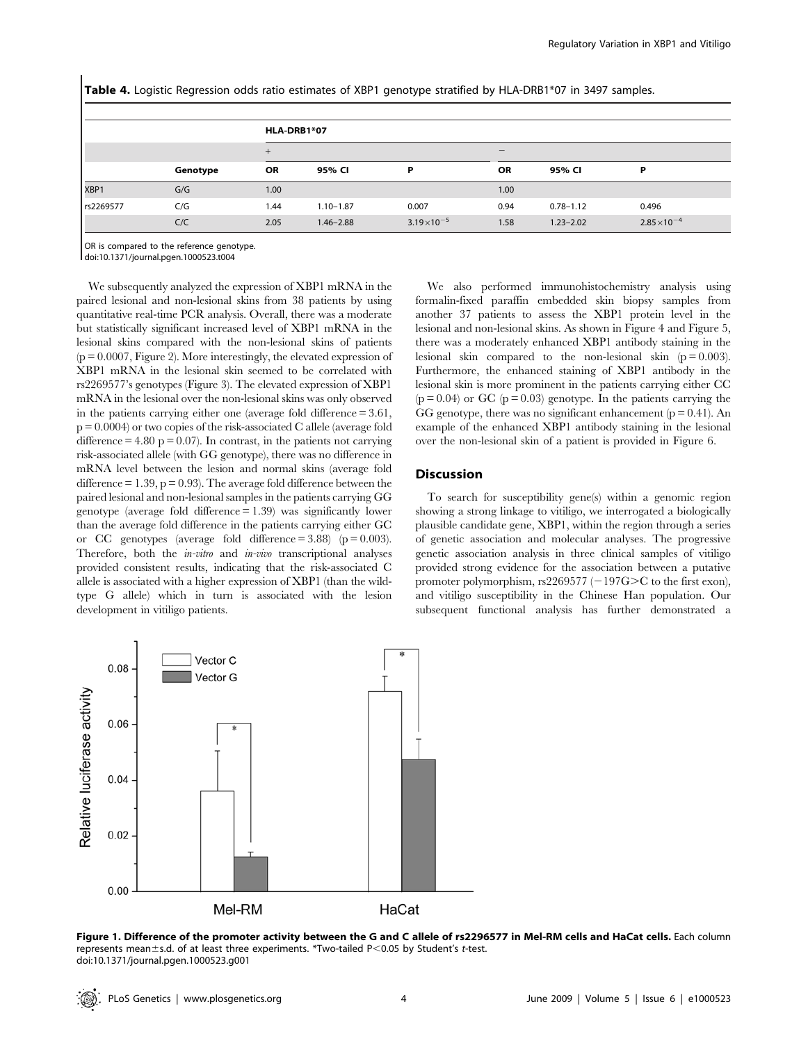**Table 4.** Logistic Regression odds ratio estimates of XBP1 genotype stratified by HLA-DRB1*07 in 3497 samples.

| | | HLA-DRB1*07 | | | | | |
|---|---|---|---|---|---|---|---|
| | | + | | | – | | |
| | Genotype | OR | 95% CI | P | OR | 95% CI | P |
| XBP1 | G/G | 1.00 | | | 1.00 | | |
| rs2269577 | C/G | 1.44 | 1.10–1.87 | 0.007 | 0.94 | 0.78–1.12 | 0.496 |
| | C/C | 2.05 | 1.46–2.88 | $3.19\times10^{-5}$ | 1.58 | 1.23–2.02 | $2.85\times10^{-4}$ |

OR is compared to the reference genotype.
doi:10.1371/journal.pgen.1000523.t004

We subsequently analyzed the expression of XBP1 mRNA in the paired lesional and non-lesional skins from 38 patients by using quantitative real-time PCR analysis. Overall, there was a moderate but statistically significant increased level of XBP1 mRNA in the lesional skins compared with the non-lesional skins of patients (p = 0.0007, Figure 2). More interestingly, the elevated expression of XBP1 mRNA in the lesional skin seemed to be correlated with rs2269577's genotypes (Figure 3). The elevated expression of XBP1 mRNA in the lesional over the non-lesional skins was only observed in the patients carrying either one (average fold difference = 3.61, p = 0.0004) or two copies of the risk-associated C allele (average fold difference = 4.80 p = 0.07). In contrast, in the patients not carrying risk-associated allele (with GG genotype), there was no difference in mRNA level between the lesion and normal skins (average fold difference = 1.39, p = 0.93). The average fold difference between the paired lesional and non-lesional samples in the patients carrying GG genotype (average fold difference = 1.39) was significantly lower than the average fold difference in the patients carrying either GC or CC genotypes (average fold difference = 3.88) (p = 0.003). Therefore, both the *in-vitro* and *in-vivo* transcriptional analyses provided consistent results, indicating that the risk-associated C allele is associated with a higher expression of XBP1 (than the wild-type G allele) which in turn is associated with the lesion development in vitiligo patients.

We also performed immunohistochemistry analysis using formalin-fixed paraffin embedded skin biopsy samples from another 37 patients to assess the XBP1 protein level in the lesional and non-lesional skins. As shown in Figure 4 and Figure 5, there was a moderately enhanced XBP1 antibody staining in the lesional skin compared to the non-lesional skin (p = 0.003). Furthermore, the enhanced staining of XBP1 antibody in the lesional skin is more prominent in the patients carrying either CC (p = 0.04) or GC (p = 0.03) genotype. In the patients carrying the GG genotype, there was no significant enhancement (p = 0.41). An example of the enhanced XBP1 antibody staining in the lesional over the non-lesional skin of a patient is provided in Figure 6.

## Discussion

To search for susceptibility gene(s) within a genomic region showing a strong linkage to vitiligo, we interrogated a biologically plausible candidate gene, XBP1, within the region through a series of genetic association and molecular analyses. The progressive genetic association analysis in three clinical samples of vitiligo provided strong evidence for the association between a putative promoter polymorphism, rs2269577 (−197G>C to the first exon), and vitiligo susceptibility in the Chinese Han population. Our subsequent functional analysis has further demonstrated a

**Figure 1. Difference of the promoter activity between the G and C allele of rs2296577 in Mel-RM cells and HaCat cells.** Each column represents mean±s.d. of at least three experiments. *Two-tailed P<0.05 by Student's *t*-test.
doi:10.1371/journal.pgen.1000523.g001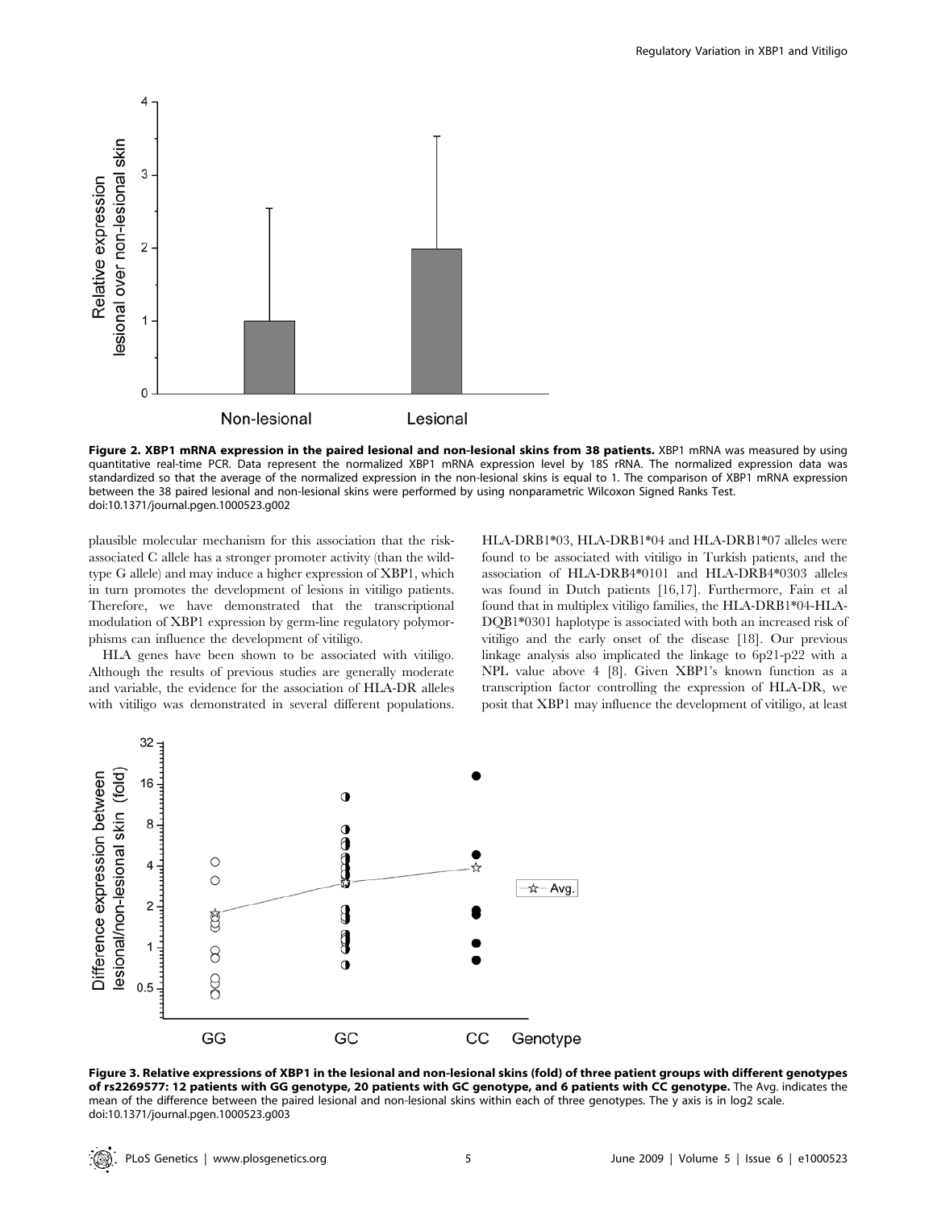**Figure 2. XBP1 mRNA expression in the paired lesional and non-lesional skins from 38 patients.** XBP1 mRNA was measured by using quantitative real-time PCR. Data represent the normalized XBP1 mRNA expression level by 18S rRNA. The normalized expression data was standardized so that the average of the normalized expression in the non-lesional skins is equal to 1. The comparison of XBP1 mRNA expression between the 38 paired lesional and non-lesional skins were performed by using nonparametric Wilcoxon Signed Ranks Test.
doi:10.1371/journal.pgen.1000523.g002

plausible molecular mechanism for this association that the risk-associated C allele has a stronger promoter activity (than the wild-type G allele) and may induce a higher expression of XBP1, which in turn promotes the development of lesions in vitiligo patients. Therefore, we have demonstrated that the transcriptional modulation of XBP1 expression by germ-line regulatory polymorphisms can influence the development of vitiligo.

HLA genes have been shown to be associated with vitiligo. Although the results of previous studies are generally moderate and variable, the evidence for the association of HLA-DR alleles with vitiligo was demonstrated in several different populations. HLA-DRB1*03, HLA-DRB1*04 and HLA-DRB1*07 alleles were found to be associated with vitiligo in Turkish patients, and the association of HLA-DRB4*0101 and HLA-DRB4*0303 alleles was found in Dutch patients [16,17]. Furthermore, Fain et al found that in multiplex vitiligo families, the HLA-DRB1*04-HLA-DQB1*0301 haplotype is associated with both an increased risk of vitiligo and the early onset of the disease [18]. Our previous linkage analysis also implicated the linkage to 6p21-p22 with a NPL value above 4 [8]. Given XBP1's known function as a transcription factor controlling the expression of HLA-DR, we posit that XBP1 may influence the development of vitiligo, at least

**Figure 3. Relative expressions of XBP1 in the lesional and non-lesional skins (fold) of three patient groups with different genotypes of rs2269577: 12 patients with GG genotype, 20 patients with GC genotype, and 6 patients with CC genotype.** The Avg. indicates the mean of the difference between the paired lesional and non-lesional skins within each of three genotypes. The y axis is in log2 scale.
doi:10.1371/journal.pgen.1000523.g003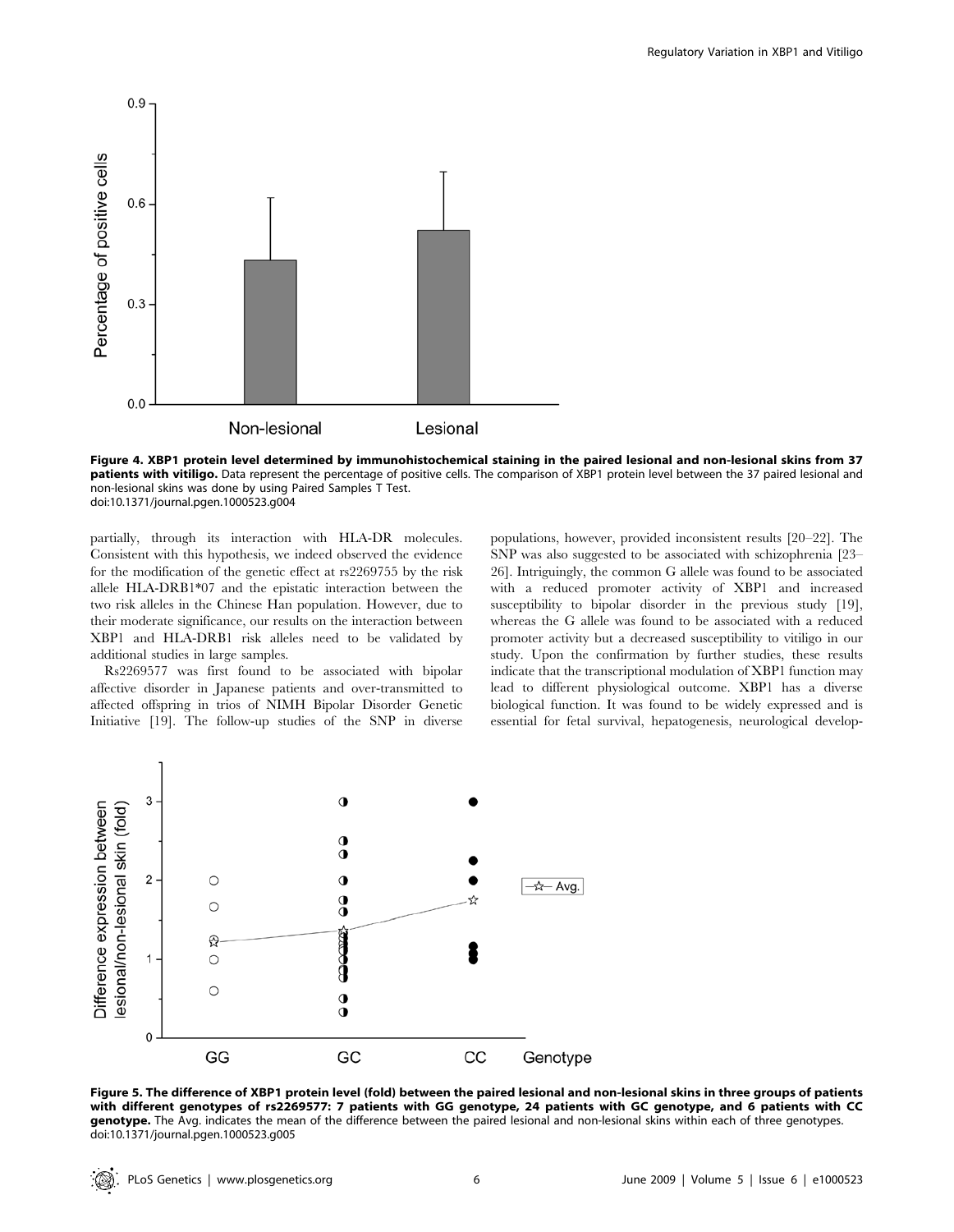**Figure 4. XBP1 protein level determined by immunohistochemical staining in the paired lesional and non-lesional skins from 37 patients with vitiligo.** Data represent the percentage of positive cells. The comparison of XBP1 protein level between the 37 paired lesional and non-lesional skins was done by using Paired Samples T Test.
doi:10.1371/journal.pgen.1000523.g004

partially, through its interaction with HLA-DR molecules. Consistent with this hypothesis, we indeed observed the evidence for the modification of the genetic effect at rs2269755 by the risk allele HLA-DRB1*07 and the epistatic interaction between the two risk alleles in the Chinese Han population. However, due to their moderate significance, our results on the interaction between XBP1 and HLA-DRB1 risk alleles need to be validated by additional studies in large samples.

Rs2269577 was first found to be associated with bipolar affective disorder in Japanese patients and over-transmitted to affected offspring in trios of NIMH Bipolar Disorder Genetic Initiative [19]. The follow-up studies of the SNP in diverse populations, however, provided inconsistent results [20–22]. The SNP was also suggested to be associated with schizophrenia [23–26]. Intriguingly, the common G allele was found to be associated with a reduced promoter activity of XBP1 and increased susceptibility to bipolar disorder in the previous study [19], whereas the G allele was found to be associated with a reduced promoter activity but a decreased susceptibility to vitiligo in our study. Upon the confirmation by further studies, these results indicate that the transcriptional modulation of XBP1 function may lead to different physiological outcome. XBP1 has a diverse biological function. It was found to be widely expressed and is essential for fetal survival, hepatogenesis, neurological develop-

**Figure 5. The difference of XBP1 protein level (fold) between the paired lesional and non-lesional skins in three groups of patients with different genotypes of rs2269577: 7 patients with GG genotype, 24 patients with GC genotype, and 6 patients with CC genotype.** The Avg. indicates the mean of the difference between the paired lesional and non-lesional skins within each of three genotypes.
doi:10.1371/journal.pgen.1000523.g005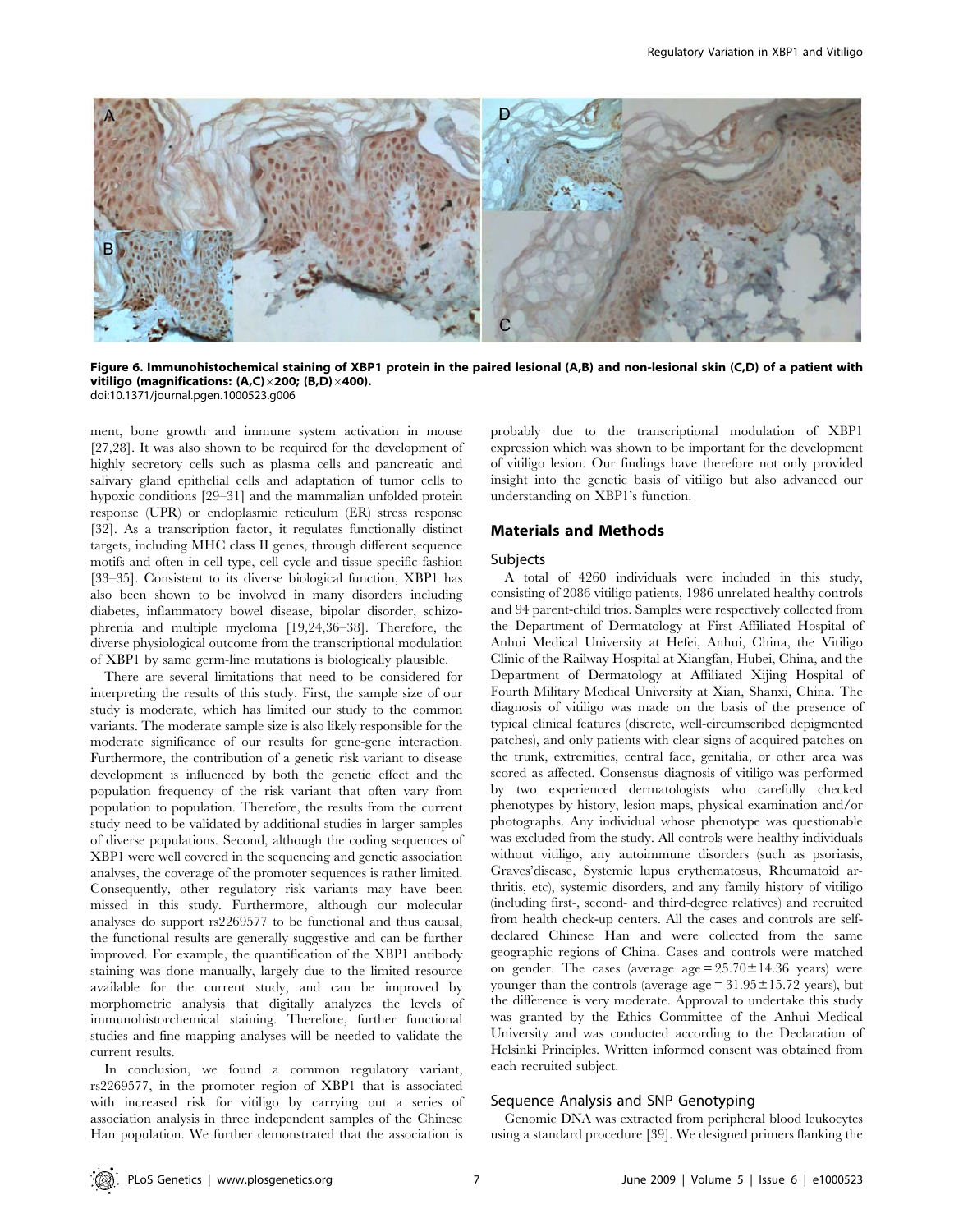Figure 6. Immunohistochemical staining of XBP1 protein in the paired lesional (A,B) and non-lesional skin (C,D) of a patient with vitiligo (magnifications: (A,C)×200; (B,D)×400).
doi:10.1371/journal.pgen.1000523.g006

ment, bone growth and immune system activation in mouse [27,28]. It was also shown to be required for the development of highly secretory cells such as plasma cells and pancreatic and salivary gland epithelial cells and adaptation of tumor cells to hypoxic conditions [29–31] and the mammalian unfolded protein response (UPR) or endoplasmic reticulum (ER) stress response [32]. As a transcription factor, it regulates functionally distinct targets, including MHC class II genes, through different sequence motifs and often in cell type, cell cycle and tissue specific fashion [33–35]. Consistent to its diverse biological function, XBP1 has also been shown to be involved in many disorders including diabetes, inflammatory bowel disease, bipolar disorder, schizophrenia and multiple myeloma [19,24,36–38]. Therefore, the diverse physiological outcome from the transcriptional modulation of XBP1 by same germ-line mutations is biologically plausible.

There are several limitations that need to be considered for interpreting the results of this study. First, the sample size of our study is moderate, which has limited our study to the common variants. The moderate sample size is also likely responsible for the moderate significance of our results for gene-gene interaction. Furthermore, the contribution of a genetic risk variant to disease development is influenced by both the genetic effect and the population frequency of the risk variant that often vary from population to population. Therefore, the results from the current study need to be validated by additional studies in larger samples of diverse populations. Second, although the coding sequences of XBP1 were well covered in the sequencing and genetic association analyses, the coverage of the promoter sequences is rather limited. Consequently, other regulatory risk variants may have been missed in this study. Furthermore, although our molecular analyses do support rs2269577 to be functional and thus causal, the functional results are generally suggestive and can be further improved. For example, the quantification of the XBP1 antibody staining was done manually, largely due to the limited resource available for the current study, and can be improved by morphometric analysis that digitally analyzes the levels of immunohistorchemical staining. Therefore, further functional studies and fine mapping analyses will be needed to validate the current results.

In conclusion, we found a common regulatory variant, rs2269577, in the promoter region of XBP1 that is associated with increased risk for vitiligo by carrying out a series of association analysis in three independent samples of the Chinese Han population. We further demonstrated that the association is probably due to the transcriptional modulation of XBP1 expression which was shown to be important for the development of vitiligo lesion. Our findings have therefore not only provided insight into the genetic basis of vitiligo but also advanced our understanding on XBP1's function.

## Materials and Methods

### Subjects

A total of 4260 individuals were included in this study, consisting of 2086 vitiligo patients, 1986 unrelated healthy controls and 94 parent-child trios. Samples were respectively collected from the Department of Dermatology at First Affiliated Hospital of Anhui Medical University at Hefei, Anhui, China, the Vitiligo Clinic of the Railway Hospital at Xiangfan, Hubei, China, and the Department of Dermatology at Affiliated Xijing Hospital of Fourth Military Medical University at Xian, Shanxi, China. The diagnosis of vitiligo was made on the basis of the presence of typical clinical features (discrete, well-circumscribed depigmented patches), and only patients with clear signs of acquired patches on the trunk, extremities, central face, genitalia, or other area was scored as affected. Consensus diagnosis of vitiligo was performed by two experienced dermatologists who carefully checked phenotypes by history, lesion maps, physical examination and/or photographs. Any individual whose phenotype was questionable was excluded from the study. All controls were healthy individuals without vitiligo, any autoimmune disorders (such as psoriasis, Graves'disease, Systemic lupus erythematosus, Rheumatoid arthritis, etc), systemic disorders, and any family history of vitiligo (including first-, second- and third-degree relatives) and recruited from health check-up centers. All the cases and controls are self-declared Chinese Han and were collected from the same geographic regions of China. Cases and controls were matched on gender. The cases (average age = $25.70 \pm 14.36$ years) were younger than the controls (average age = $31.95 \pm 15.72$ years), but the difference is very moderate. Approval to undertake this study was granted by the Ethics Committee of the Anhui Medical University and was conducted according to the Declaration of Helsinki Principles. Written informed consent was obtained from each recruited subject.

### Sequence Analysis and SNP Genotyping

Genomic DNA was extracted from peripheral blood leukocytes using a standard procedure [39]. We designed primers flanking the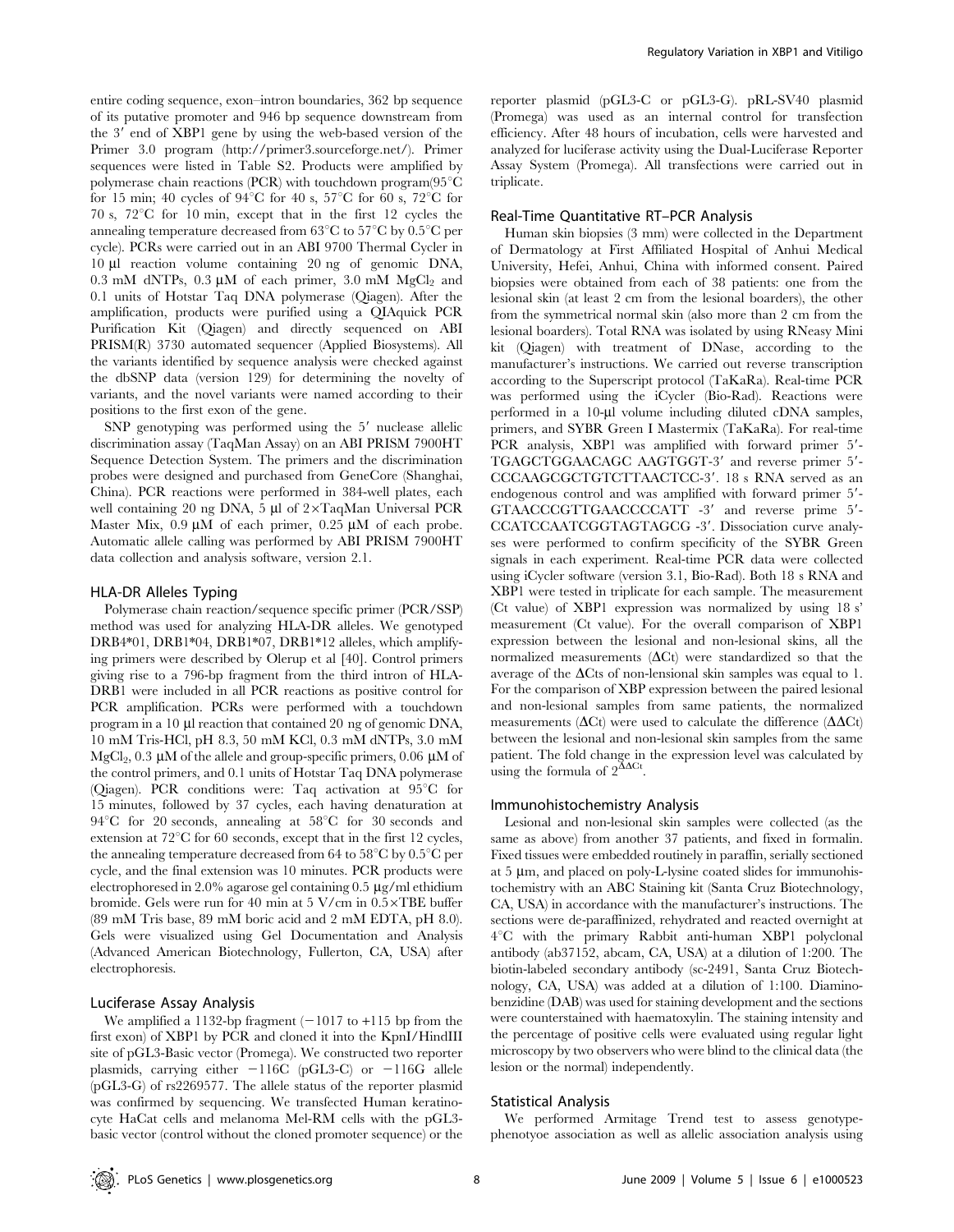entire coding sequence, exon–intron boundaries, 362 bp sequence of its putative promoter and 946 bp sequence downstream from the 3′ end of XBP1 gene by using the web-based version of the Primer 3.0 program (http://primer3.sourceforge.net/). Primer sequences were listed in Table S2. Products were amplified by polymerase chain reactions (PCR) with touchdown program(95°C for 15 min; 40 cycles of 94°C for 40 s, 57°C for 60 s, 72°C for 70 s, 72°C for 10 min, except that in the first 12 cycles the annealing temperature decreased from 63°C to 57°C by 0.5°C per cycle). PCRs were carried out in an ABI 9700 Thermal Cycler in 10 µl reaction volume containing 20 ng of genomic DNA, 0.3 mM dNTPs, 0.3 µM of each primer, 3.0 mM $MgCl_2$ and 0.1 units of Hotstar Taq DNA polymerase (Qiagen). After the amplification, products were purified using a QIAquick PCR Purification Kit (Qiagen) and directly sequenced on ABI PRISM(R) 3730 automated sequencer (Applied Biosystems). All the variants identified by sequence analysis were checked against the dbSNP data (version 129) for determining the novelty of variants, and the novel variants were named according to their positions to the first exon of the gene.

SNP genotyping was performed using the 5′ nuclease allelic discrimination assay (TaqMan Assay) on an ABI PRISM 7900HT Sequence Detection System. The primers and the discrimination probes were designed and purchased from GeneCore (Shanghai, China). PCR reactions were performed in 384-well plates, each well containing 20 ng DNA, 5 µl of 2×TaqMan Universal PCR Master Mix, 0.9 µM of each primer, 0.25 µM of each probe. Automatic allele calling was performed by ABI PRISM 7900HT data collection and analysis software, version 2.1.

### HLA-DR Alleles Typing

Polymerase chain reaction/sequence specific primer (PCR/SSP) method was used for analyzing HLA-DR alleles. We genotyped DRB4*01, DRB1*04, DRB1*07, DRB1*12 alleles, which amplifying primers were described by Olerup et al [40]. Control primers giving rise to a 796-bp fragment from the third intron of HLA-DRB1 were included in all PCR reactions as positive control for PCR amplification. PCRs were performed with a touchdown program in a 10 µl reaction that contained 20 ng of genomic DNA, 10 mM Tris-HCl, pH 8.3, 50 mM KCl, 0.3 mM dNTPs, 3.0 mM $MgCl_2$, 0.3 µM of the allele and group-specific primers, 0.06 µM of the control primers, and 0.1 units of Hotstar Taq DNA polymerase (Qiagen). PCR conditions were: Taq activation at 95°C for 15 minutes, followed by 37 cycles, each having denaturation at 94°C for 20 seconds, annealing at 58°C for 30 seconds and extension at 72°C for 60 seconds, except that in the first 12 cycles, the annealing temperature decreased from 64 to 58°C by 0.5°C per cycle, and the final extension was 10 minutes. PCR products were electrophoresed in 2.0% agarose gel containing 0.5 µg/ml ethidium bromide. Gels were run for 40 min at 5 V/cm in 0.5×TBE buffer (89 mM Tris base, 89 mM boric acid and 2 mM EDTA, pH 8.0). Gels were visualized using Gel Documentation and Analysis (Advanced American Biotechnology, Fullerton, CA, USA) after electrophoresis.

### Luciferase Assay Analysis

We amplified a 1132-bp fragment (−1017 to +115 bp from the first exon) of XBP1 by PCR and cloned it into the KpnI/HindIII site of pGL3-Basic vector (Promega). We constructed two reporter plasmids, carrying either −116C (pGL3-C) or −116G allele (pGL3-G) of rs2269577. The allele status of the reporter plasmid was confirmed by sequencing. We transfected Human keratinocyte HaCat cells and melanoma Mel-RM cells with the pGL3-basic vector (control without the cloned promoter sequence) or the reporter plasmid (pGL3-C or pGL3-G). pRL-SV40 plasmid (Promega) was used as an internal control for transfection efficiency. After 48 hours of incubation, cells were harvested and analyzed for luciferase activity using the Dual-Luciferase Reporter Assay System (Promega). All transfections were carried out in triplicate.

### Real-Time Quantitative RT–PCR Analysis

Human skin biopsies (3 mm) were collected in the Department of Dermatology at First Affiliated Hospital of Anhui Medical University, Hefei, Anhui, China with informed consent. Paired biopsies were obtained from each of 38 patients: one from the lesional skin (at least 2 cm from the lesional boarders), the other from the symmetrical normal skin (also more than 2 cm from the lesional boarders). Total RNA was isolated by using RNeasy Mini kit (Qiagen) with treatment of DNase, according to the manufacturer's instructions. We carried out reverse transcription according to the Superscript protocol (TaKaRa). Real-time PCR was performed using the iCycler (Bio-Rad). Reactions were performed in a 10-µl volume including diluted cDNA samples, primers, and SYBR Green I Mastermix (TaKaRa). For real-time PCR analysis, XBP1 was amplified with forward primer 5′-TGAGCTGGAACAGC AAGTGGT-3′ and reverse primer 5′-CCCAAGCGCTGTCTTAACTCC-3′. 18 s RNA served as an endogenous control and was amplified with forward primer 5′-GTAACCCGTTGAACCCCATT -3′ and reverse prime 5′-CCATCCAATCGGTAGTAGCG -3′. Dissociation curve analyses were performed to confirm specificity of the SYBR Green signals in each experiment. Real-time PCR data were collected using iCycler software (version 3.1, Bio-Rad). Both 18 s RNA and XBP1 were tested in triplicate for each sample. The measurement (Ct value) of XBP1 expression was normalized by using 18 s' measurement (Ct value). For the overall comparison of XBP1 expression between the lesional and non-lesional skins, all the normalized measurements (ΔCt) were standardized so that the average of the ΔCts of non-lensional skin samples was equal to 1. For the comparison of XBP expression between the paired lesional and non-lesional samples from same patients, the normalized measurements (ΔCt) were used to calculate the difference (ΔΔCt) between the lesional and non-lesional skin samples from the same patient. The fold change in the expression level was calculated by using the formula of $2^{\Delta\Delta Ct}$.

### Immunohistochemistry Analysis

Lesional and non-lesional skin samples were collected (as the same as above) from another 37 patients, and fixed in formalin. Fixed tissues were embedded routinely in paraffin, serially sectioned at 5 µm, and placed on poly-L-lysine coated slides for immunohistochemistry with an ABC Staining kit (Santa Cruz Biotechnology, CA, USA) in accordance with the manufacturer's instructions. The sections were de-paraffinized, rehydrated and reacted overnight at 4°C with the primary Rabbit anti-human XBP1 polyclonal antibody (ab37152, abcam, CA, USA) at a dilution of 1:200. The biotin-labeled secondary antibody (sc-2491, Santa Cruz Biotechnology, CA, USA) was added at a dilution of 1:100. Diaminobenzidine (DAB) was used for staining development and the sections were counterstained with haematoxylin. The staining intensity and the percentage of positive cells were evaluated using regular light microscopy by two observers who were blind to the clinical data (the lesion or the normal) independently.

### Statistical Analysis

We performed Armitage Trend test to assess genotype-phenotyoe association as well as allelic association analysis using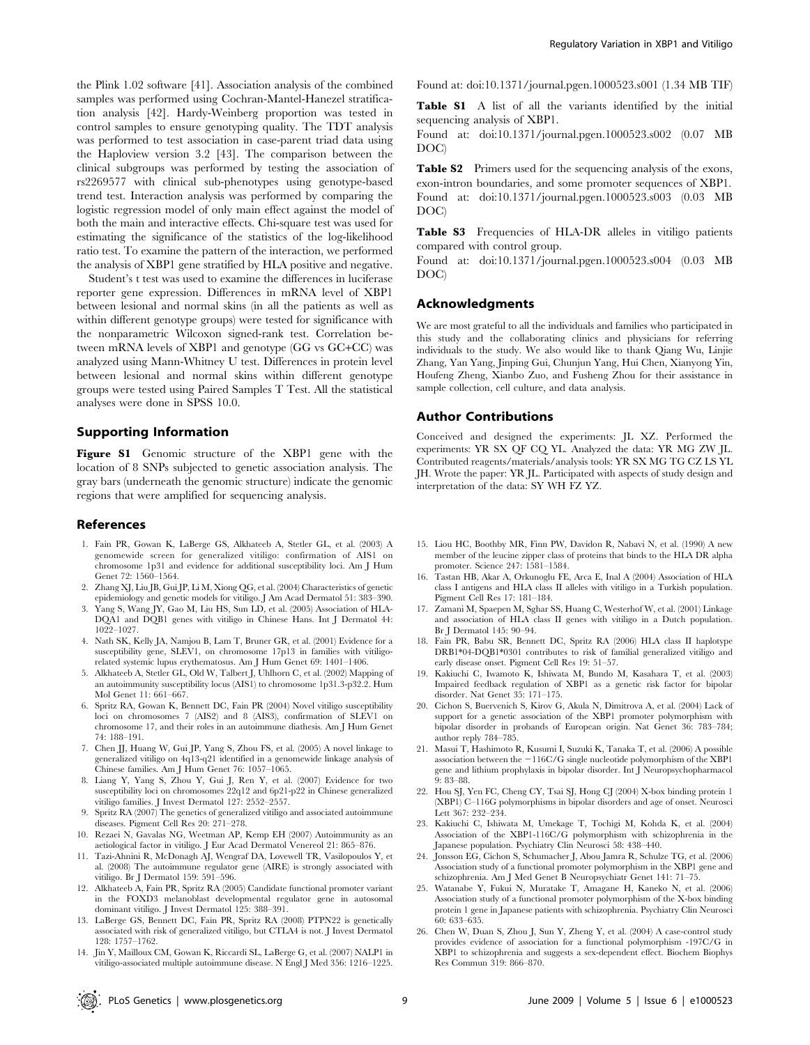the Plink 1.02 software [41]. Association analysis of the combined samples was performed using Cochran-Mantel-Hanezel stratification analysis [42]. Hardy-Weinberg proportion was tested in control samples to ensure genotyping quality. The TDT analysis was performed to test association in case-parent triad data using the Haploview version 3.2 [43]. The comparison between the clinical subgroups was performed by testing the association of rs2269577 with clinical sub-phenotypes using genotype-based trend test. Interaction analysis was performed by comparing the logistic regression model of only main effect against the model of both the main and interactive effects. Chi-square test was used for estimating the significance of the statistics of the log-likelihood ratio test. To examine the pattern of the interaction, we performed the analysis of XBP1 gene stratified by HLA positive and negative.

Student's t test was used to examine the differences in luciferase reporter gene expression. Differences in mRNA level of XBP1 between lesional and normal skins (in all the patients as well as within different genotype groups) were tested for significance with the nonparametric Wilcoxon signed-rank test. Correlation between mRNA levels of XBP1 and genotype (GG vs GC+CC) was analyzed using Mann-Whitney U test. Differences in protein level between lesional and normal skins within different genotype groups were tested using Paired Samples T Test. All the statistical analyses were done in SPSS 10.0.

## Supporting Information

**Figure S1** Genomic structure of the XBP1 gene with the location of 8 SNPs subjected to genetic association analysis. The gray bars (underneath the genomic structure) indicate the genomic regions that were amplified for sequencing analysis.

Found at: doi:10.1371/journal.pgen.1000523.s001 (1.34 MB TIF)

**Table S1** A list of all the variants identified by the initial sequencing analysis of XBP1.

Found at: doi:10.1371/journal.pgen.1000523.s002 (0.07 MB DOC)

**Table S2** Primers used for the sequencing analysis of the exons, exon-intron boundaries, and some promoter sequences of XBP1.

Found at: doi:10.1371/journal.pgen.1000523.s003 (0.03 MB DOC)

**Table S3** Frequencies of HLA-DR alleles in vitiligo patients compared with control group.

Found at: doi:10.1371/journal.pgen.1000523.s004 (0.03 MB DOC)

## Acknowledgments

We are most grateful to all the individuals and families who participated in this study and the collaborating clinics and physicians for referring individuals to the study. We also would like to thank Qiang Wu, Linjie Zhang, Yan Yang, Jinping Gui, Chunjun Yang, Hui Chen, Xianyong Yin, Houfeng Zheng, Xianbo Zuo, and Fusheng Zhou for their assistance in sample collection, cell culture, and data analysis.

## Author Contributions

Conceived and designed the experiments: JL XZ. Performed the experiments: YR SX QF CQ YL. Analyzed the data: YR MG ZW JL. Contributed reagents/materials/analysis tools: YR SX MG TG CZ LS YL JH. Wrote the paper: YR JL. Participated with aspects of study design and interpretation of the data: SY WH FZ YZ.

## References

1. Fain PR, Gowan K, LaBerge GS, Alkhateeb A, Stetler GL, et al. (2003) A genomewide screen for generalized vitiligo: confirmation of AIS1 on chromosome 1p31 and evidence for additional susceptibility loci. Am J Hum Genet 72: 1560–1564.
2. Zhang XJ, Liu JB, Gui JP, Li M, Xiong QG, et al. (2004) Characteristics of genetic epidemiology and genetic models for vitiligo. J Am Acad Dermatol 51: 383–390.
3. Yang S, Wang JY, Gao M, Liu HS, Sun LD, et al. (2005) Association of HLA-DQA1 and DQB1 genes with vitiligo in Chinese Hans. Int J Dermatol 44: 1022–1027.
4. Nath SK, Kelly JA, Namjou B, Lam T, Bruner GR, et al. (2001) Evidence for a susceptibility gene, SLEV1, on chromosome 17p13 in families with vitiligo-related systemic lupus erythematosus. Am J Hum Genet 69: 1401–1406.
5. Alkhateeb A, Stetler GL, Old W, Talbert J, Uhlhorn C, et al. (2002) Mapping of an autoimmunity susceptibility locus (AIS1) to chromosome 1p31.3-p32.2. Hum Mol Genet 11: 661–667.
6. Spritz RA, Gowan K, Bennett DC, Fain PR (2004) Novel vitiligo susceptibility loci on chromosomes 7 (AIS2) and 8 (AIS3), confirmation of SLEV1 on chromosome 17, and their roles in an autoimmune diathesis. Am J Hum Genet 74: 188–191.
7. Chen JJ, Huang W, Gui JP, Yang S, Zhou FS, et al. (2005) A novel linkage to generalized vitiligo on 4q13-q21 identified in a genomewide linkage analysis of Chinese families. Am J Hum Genet 76: 1057–1065.
8. Liang Y, Yang S, Zhou Y, Gui J, Ren Y, et al. (2007) Evidence for two susceptibility loci on chromosomes 22q12 and 6p21-p22 in Chinese generalized vitiligo families. J Invest Dermatol 127: 2552–2557.
9. Spritz RA (2007) The genetics of generalized vitiligo and associated autoimmune diseases. Pigment Cell Res 20: 271–278.
10. Rezaei N, Gavalas NG, Weetman AP, Kemp EH (2007) Autoimmunity as an aetiological factor in vitiligo. J Eur Acad Dermatol Venereol 21: 865–876.
11. Tazi-Ahnini R, McDonagh AJ, Wengraf DA, Lovewell TR, Vasilopoulos Y, et al. (2008) The autoimmune regulator gene (AIRE) is strongly associated with vitiligo. Br J Dermatol 159: 591–596.
12. Alkhateeb A, Fain PR, Spritz RA (2005) Candidate functional promoter variant in the FOXD3 melanoblast developmental regulator gene in autosomal dominant vitiligo. J Invest Dermatol 125: 388–391.
13. LaBerge GS, Bennett DC, Fain PR, Spritz RA (2008) PTPN22 is genetically associated with risk of generalized vitiligo, but CTLA4 is not. J Invest Dermatol 128: 1757–1762.
14. Jin Y, Mailloux CM, Gowan K, Riccardi SL, LaBerge G, et al. (2007) NALP1 in vitiligo-associated multiple autoimmune disease. N Engl J Med 356: 1216–1225.
15. Liou HC, Boothby MR, Finn PW, Davidon R, Nabavi N, et al. (1990) A new member of the leucine zipper class of proteins that binds to the HLA DR alpha promoter. Science 247: 1581–1584.
16. Tastan HB, Akar A, Orkunoglu FE, Arca E, Inal A (2004) Association of HLA class I antigens and HLA class II alleles with vitiligo in a Turkish population. Pigment Cell Res 17: 181–184.
17. Zamani M, Spaepen M, Sghar SS, Huang C, Westerhof W, et al. (2001) Linkage and association of HLA class II genes with vitiligo in a Dutch population. Br J Dermatol 145: 90–94.
18. Fain PR, Babu SR, Bennett DC, Spritz RA (2006) HLA class II haplotype DRB1*04-DQB1*0301 contributes to risk of familial generalized vitiligo and early disease onset. Pigment Cell Res 19: 51–57.
19. Kakiuchi C, Iwamoto K, Ishiwata M, Bundo M, Kasahara T, et al. (2003) Impaired feedback regulation of XBP1 as a genetic risk factor for bipolar disorder. Nat Genet 35: 171–175.
20. Cichon S, Buervenich S, Kirov G, Akula N, Dimitrova A, et al. (2004) Lack of support for a genetic association of the XBP1 promoter polymorphism with bipolar disorder in probands of European origin. Nat Genet 36: 783–784; author reply 784–785.
21. Masui T, Hashimoto R, Kusumi I, Suzuki K, Tanaka T, et al. (2006) A possible association between the −116C/G single nucleotide polymorphism of the XBP1 gene and lithium prophylaxis in bipolar disorder. Int J Neuropsychopharmacol 9: 83–88.
22. Hou SJ, Yen FC, Cheng CY, Tsai SJ, Hong CJ (2004) X-box binding protein 1 (XBP1) C–116G polymorphisms in bipolar disorders and age of onset. Neurosci Lett 367: 232–234.
23. Kakiuchi C, Ishiwata M, Umekage T, Tochigi M, Kohda K, et al. (2004) Association of the XBP1-116C/G polymorphism with schizophrenia in the Japanese population. Psychiatry Clin Neurosci 58: 438–440.
24. Jonsson EG, Cichon S, Schumacher J, Abou Jamra R, Schulze TG, et al. (2006) Association study of a functional promoter polymorphism in the XBP1 gene and schizophrenia. Am J Med Genet B Neuropsychiatr Genet 141: 71–75.
25. Watanabe Y, Fukui N, Muratake T, Amagane H, Kaneko N, et al. (2006) Association study of a functional promoter polymorphism of the X-box binding protein 1 gene in Japanese patients with schizophrenia. Psychiatry Clin Neurosci 60: 633–635.
26. Chen W, Duan S, Zhou J, Sun Y, Zheng Y, et al. (2004) A case-control study provides evidence of association for a functional polymorphism -197C/G in XBP1 to schizophrenia and suggests a sex-dependent effect. Biochem Biophys Res Commun 319: 866–870.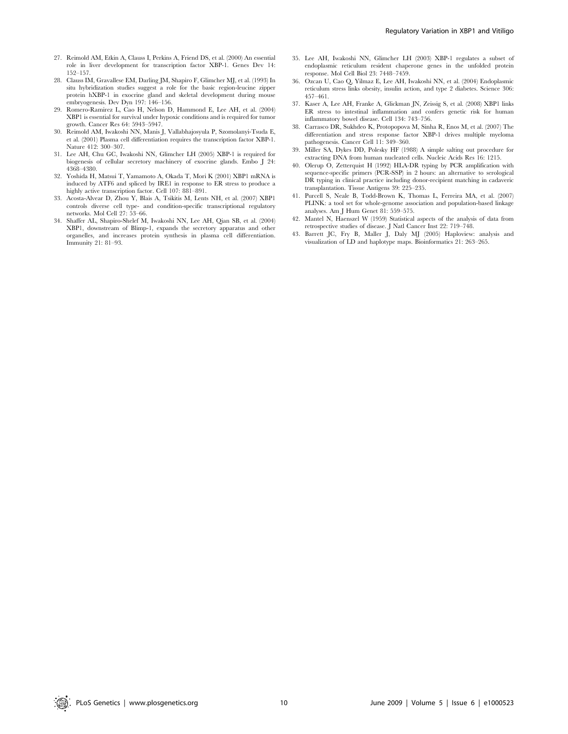27. Reimold AM, Etkin A, Clauss I, Perkins A, Friend DS, et al. (2000) An essential role in liver development for transcription factor XBP-1. Genes Dev 14: 152–157.
28. Clauss IM, Gravallese EM, Darling JM, Shapiro F, Glimcher MJ, et al. (1993) In situ hybridization studies suggest a role for the basic region-leucine zipper protein hXBP-1 in exocrine gland and skeletal development during mouse embryogenesis. Dev Dyn 197: 146–156.
29. Romero-Ramirez L, Cao H, Nelson D, Hammond E, Lee AH, et al. (2004) XBP1 is essential for survival under hypoxic conditions and is required for tumor growth. Cancer Res 64: 5943–5947.
30. Reimold AM, Iwakoshi NN, Manis J, Vallabhajosyula P, Szomolanyi-Tsuda E, et al. (2001) Plasma cell differentiation requires the transcription factor XBP-1. Nature 412: 300–307.
31. Lee AH, Chu GC, Iwakoshi NN, Glimcher LH (2005) XBP-1 is required for biogenesis of cellular secretory machinery of exocrine glands. Embo J 24: 4368–4380.
32. Yoshida H, Matsui T, Yamamoto A, Okada T, Mori K (2001) XBP1 mRNA is induced by ATF6 and spliced by IRE1 in response to ER stress to produce a highly active transcription factor. Cell 107: 881–891.
33. Acosta-Alvear D, Zhou Y, Blais A, Tsikitis M, Lents NH, et al. (2007) XBP1 controls diverse cell type- and condition-specific transcriptional regulatory networks. Mol Cell 27: 53–66.
34. Shaffer AL, Shapiro-Shelef M, Iwakoshi NN, Lee AH, Qian SB, et al. (2004) XBP1, downstream of Blimp-1, expands the secretory apparatus and other organelles, and increases protein synthesis in plasma cell differentiation. Immunity 21: 81–93.
35. Lee AH, Iwakoshi NN, Glimcher LH (2003) XBP-1 regulates a subset of endoplasmic reticulum resident chaperone genes in the unfolded protein response. Mol Cell Biol 23: 7448–7459.
36. Ozcan U, Cao Q, Yilmaz E, Lee AH, Iwakoshi NN, et al. (2004) Endoplasmic reticulum stress links obesity, insulin action, and type 2 diabetes. Science 306: 457–461.
37. Kaser A, Lee AH, Franke A, Glickman JN, Zeissig S, et al. (2008) XBP1 links ER stress to intestinal inflammation and confers genetic risk for human inflammatory bowel disease. Cell 134: 743–756.
38. Carrasco DR, Sukhdeo K, Protopopova M, Sinha R, Enos M, et al. (2007) The differentiation and stress response factor XBP-1 drives multiple myeloma pathogenesis. Cancer Cell 11: 349–360.
39. Miller SA, Dykes DD, Polesky HF (1988) A simple salting out procedure for extracting DNA from human nucleated cells. Nucleic Acids Res 16: 1215.
40. Olerup O, Zetterquist H (1992) HLA-DR typing by PCR amplification with sequence-specific primers (PCR-SSP) in 2 hours: an alternative to serological DR typing in clinical practice including donor-recipient matching in cadaveric transplantation. Tissue Antigens 39: 225–235.
41. Purcell S, Neale B, Todd-Brown K, Thomas L, Ferreira MA, et al. (2007) PLINK: a tool set for whole-genome association and population-based linkage analyses. Am J Hum Genet 81: 559–575.
42. Mantel N, Haenszel W (1959) Statistical aspects of the analysis of data from retrospective studies of disease. J Natl Cancer Inst 22: 719–748.
43. Barrett JC, Fry B, Maller J, Daly MJ (2005) Haploview: analysis and visualization of LD and haplotype maps. Bioinformatics 21: 263–265.